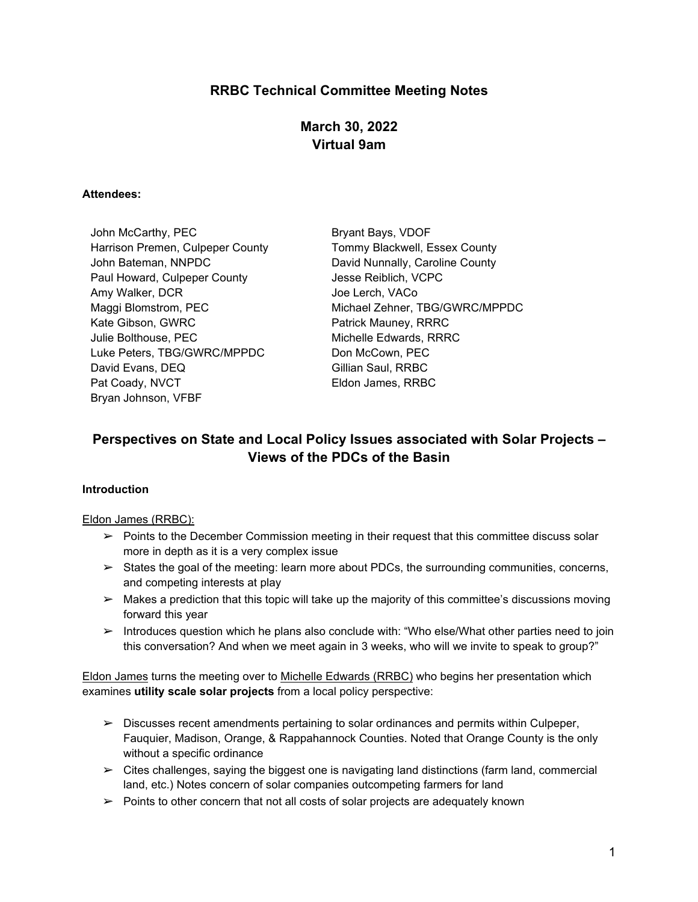# RRBC Technical Committee Meeting Notes

## March 30, 2022
## Virtual 9am

**Attendees:**

John McCarthy, PEC
Harrison Premen, Culpeper County
John Bateman, NNPDC
Paul Howard, Culpeper County
Amy Walker, DCR
Maggi Blomstrom, PEC
Kate Gibson, GWRC
Julie Bolthouse, PEC
Luke Peters, TBG/GWRC/MPPDC
David Evans, DEQ
Pat Coady, NVCT
Bryan Johnson, VFBF
Bryant Bays, VDOF
Tommy Blackwell, Essex County
David Nunnally, Caroline County
Jesse Reiblich, VCPC
Joe Lerch, VACo
Michael Zehner, TBG/GWRC/MPPDC
Patrick Mauney, RRRC
Michelle Edwards, RRRC
Don McCown, PEC
Gillian Saul, RRBC
Eldon James, RRBC

## Perspectives on State and Local Policy Issues associated with Solar Projects – Views of the PDCs of the Basin

**Introduction**

Eldon James (RRBC):

- ➢ Points to the December Commission meeting in their request that this committee discuss solar more in depth as it is a very complex issue
- ➢ States the goal of the meeting: learn more about PDCs, the surrounding communities, concerns, and competing interests at play
- ➢ Makes a prediction that this topic will take up the majority of this committee's discussions moving forward this year
- ➢ Introduces question which he plans also conclude with: "Who else/What other parties need to join this conversation? And when we meet again in 3 weeks, who will we invite to speak to group?"

Eldon James turns the meeting over to Michelle Edwards (RRBC) who begins her presentation which examines **utility scale solar projects** from a local policy perspective:

- ➢ Discusses recent amendments pertaining to solar ordinances and permits within Culpeper, Fauquier, Madison, Orange, & Rappahannock Counties. Noted that Orange County is the only without a specific ordinance
- ➢ Cites challenges, saying the biggest one is navigating land distinctions (farm land, commercial land, etc.) Notes concern of solar companies outcompeting farmers for land
- ➢ Points to other concern that not all costs of solar projects are adequately known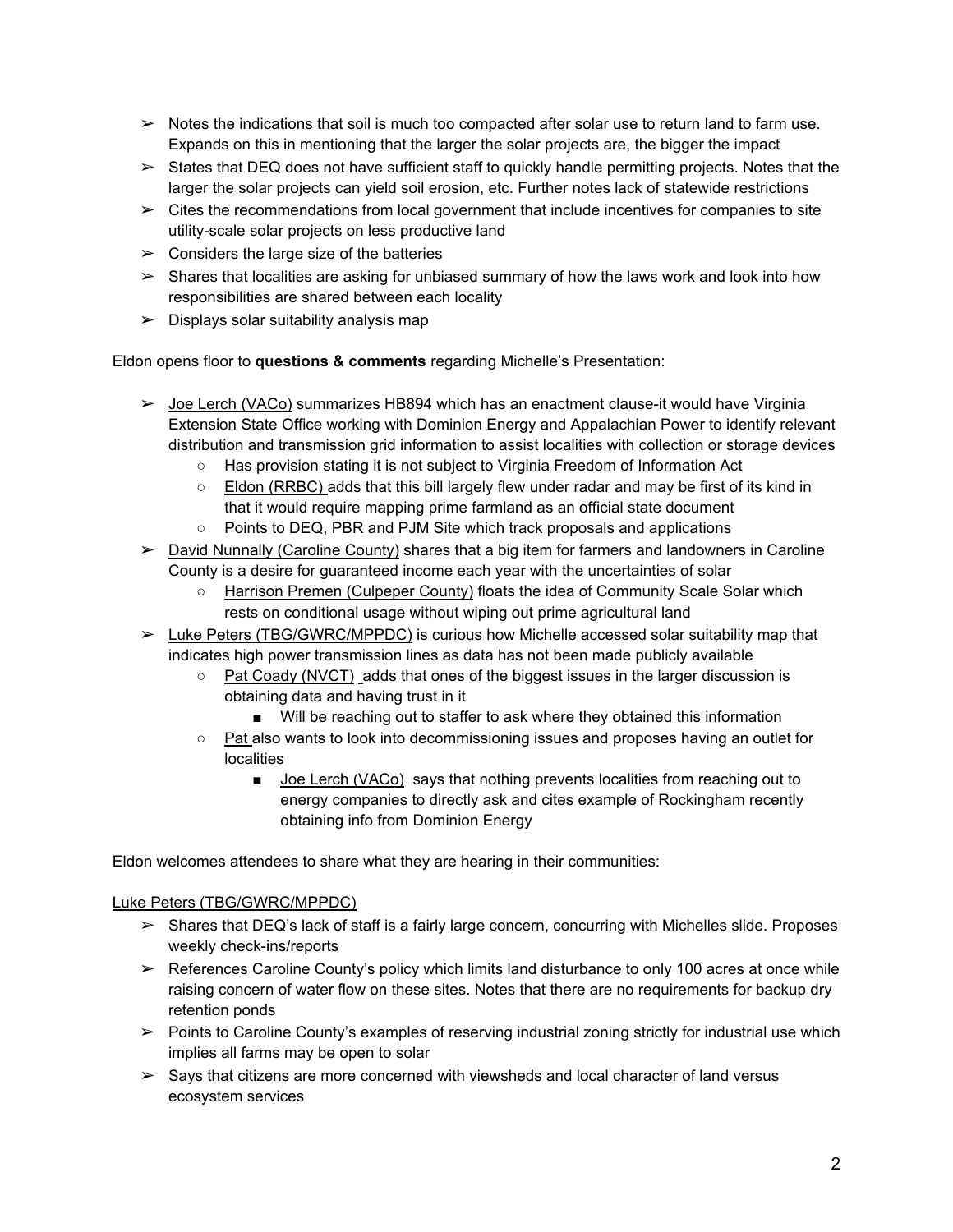- ➢ Notes the indications that soil is much too compacted after solar use to return land to farm use. Expands on this in mentioning that the larger the solar projects are, the bigger the impact
- ➢ States that DEQ does not have sufficient staff to quickly handle permitting projects. Notes that the larger the solar projects can yield soil erosion, etc. Further notes lack of statewide restrictions
- ➢ Cites the recommendations from local government that include incentives for companies to site utility-scale solar projects on less productive land
- ➢ Considers the large size of the batteries
- ➢ Shares that localities are asking for unbiased summary of how the laws work and look into how responsibilities are shared between each locality
- ➢ Displays solar suitability analysis map

Eldon opens floor to **questions & comments** regarding Michelle's Presentation:

- ➢ Joe Lerch (VACo) summarizes HB894 which has an enactment clause-it would have Virginia Extension State Office working with Dominion Energy and Appalachian Power to identify relevant distribution and transmission grid information to assist localities with collection or storage devices
  - ○ Has provision stating it is not subject to Virginia Freedom of Information Act
  - ○ Eldon (RRBC) adds that this bill largely flew under radar and may be first of its kind in that it would require mapping prime farmland as an official state document
  - ○ Points to DEQ, PBR and PJM Site which track proposals and applications
- ➢ David Nunnally (Caroline County) shares that a big item for farmers and landowners in Caroline County is a desire for guaranteed income each year with the uncertainties of solar
  - ○ Harrison Premen (Culpeper County) floats the idea of Community Scale Solar which rests on conditional usage without wiping out prime agricultural land
- ➢ Luke Peters (TBG/GWRC/MPPDC) is curious how Michelle accessed solar suitability map that indicates high power transmission lines as data has not been made publicly available
  - ○ Pat Coady (NVCT) adds that ones of the biggest issues in the larger discussion is obtaining data and having trust in it
    - ■ Will be reaching out to staffer to ask where they obtained this information
  - ○ Pat also wants to look into decommissioning issues and proposes having an outlet for localities
    - ■ Joe Lerch (VACo) says that nothing prevents localities from reaching out to energy companies to directly ask and cites example of Rockingham recently obtaining info from Dominion Energy

Eldon welcomes attendees to share what they are hearing in their communities:

Luke Peters (TBG/GWRC/MPPDC)

- ➢ Shares that DEQ's lack of staff is a fairly large concern, concurring with Michelles slide. Proposes weekly check-ins/reports
- ➢ References Caroline County's policy which limits land disturbance to only 100 acres at once while raising concern of water flow on these sites. Notes that there are no requirements for backup dry retention ponds
- ➢ Points to Caroline County's examples of reserving industrial zoning strictly for industrial use which implies all farms may be open to solar
- ➢ Says that citizens are more concerned with viewsheds and local character of land versus ecosystem services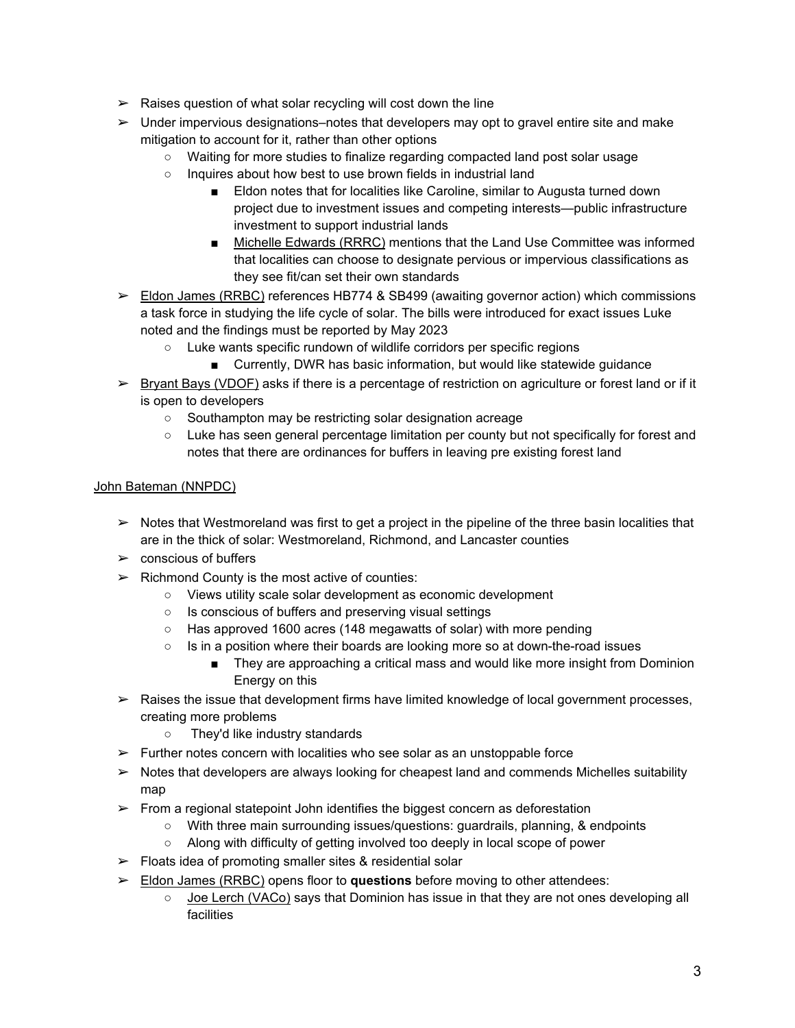- Raises question of what solar recycling will cost down the line
- Under impervious designations–notes that developers may opt to gravel entire site and make mitigation to account for it, rather than other options
    - Waiting for more studies to finalize regarding compacted land post solar usage
    - Inquires about how best to use brown fields in industrial land
        - Eldon notes that for localities like Caroline, similar to Augusta turned down project due to investment issues and competing interests—public infrastructure investment to support industrial lands
        - Michelle Edwards (RRRC) mentions that the Land Use Committee was informed that localities can choose to designate pervious or impervious classifications as they see fit/can set their own standards
- Eldon James (RRBC) references HB774 & SB499 (awaiting governor action) which commissions a task force in studying the life cycle of solar. The bills were introduced for exact issues Luke noted and the findings must be reported by May 2023
    - Luke wants specific rundown of wildlife corridors per specific regions
        - Currently, DWR has basic information, but would like statewide guidance
- Bryant Bays (VDOF) asks if there is a percentage of restriction on agriculture or forest land or if it is open to developers
    - Southampton may be restricting solar designation acreage
    - Luke has seen general percentage limitation per county but not specifically for forest and notes that there are ordinances for buffers in leaving pre existing forest land

John Bateman (NNPDC)

- Notes that Westmoreland was first to get a project in the pipeline of the three basin localities that are in the thick of solar: Westmoreland, Richmond, and Lancaster counties
- conscious of buffers
- Richmond County is the most active of counties:
    - Views utility scale solar development as economic development
    - Is conscious of buffers and preserving visual settings
    - Has approved 1600 acres (148 megawatts of solar) with more pending
    - Is in a position where their boards are looking more so at down-the-road issues
        - They are approaching a critical mass and would like more insight from Dominion Energy on this
- Raises the issue that development firms have limited knowledge of local government processes, creating more problems
    - They'd like industry standards
- Further notes concern with localities who see solar as an unstoppable force
- Notes that developers are always looking for cheapest land and commends Michelles suitability map
- From a regional statepoint John identifies the biggest concern as deforestation
    - With three main surrounding issues/questions: guardrails, planning, & endpoints
    - Along with difficulty of getting involved too deeply in local scope of power
- Floats idea of promoting smaller sites & residential solar
- Eldon James (RRBC) opens floor to **questions** before moving to other attendees:
    - Joe Lerch (VACo) says that Dominion has issue in that they are not ones developing all facilities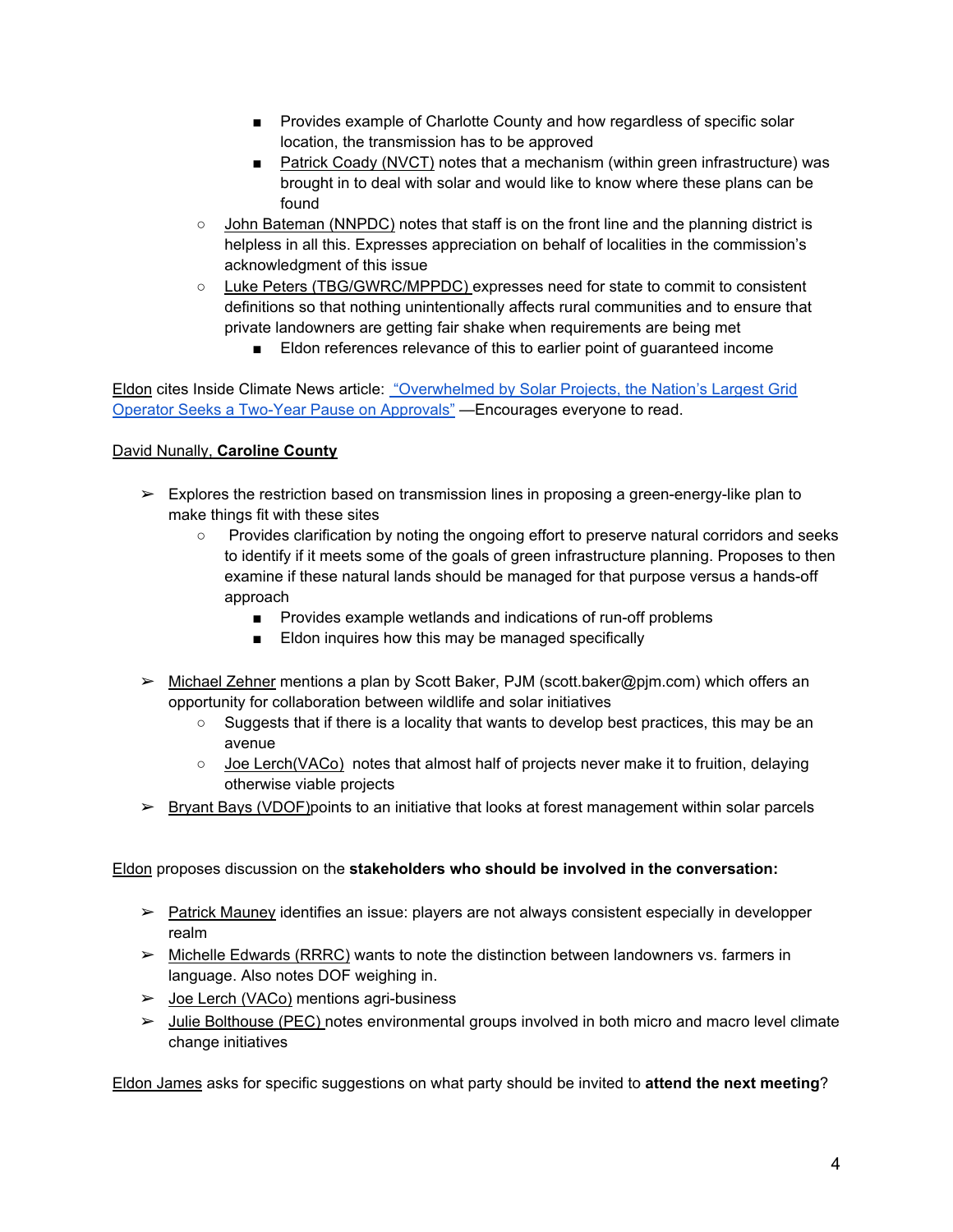- Provides example of Charlotte County and how regardless of specific solar location, the transmission has to be approved
        - Patrick Coady (NVCT) notes that a mechanism (within green infrastructure) was brought in to deal with solar and would like to know where these plans can be found
    - John Bateman (NNPDC) notes that staff is on the front line and the planning district is helpless in all this. Expresses appreciation on behalf of localities in the commission's acknowledgment of this issue
    - Luke Peters (TBG/GWRC/MPPDC) expresses need for state to commit to consistent definitions so that nothing unintentionally affects rural communities and to ensure that private landowners are getting fair shake when requirements are being met
        - Eldon references relevance of this to earlier point of guaranteed income

Eldon cites Inside Climate News article: "Overwhelmed by Solar Projects, the Nation's Largest Grid Operator Seeks a Two-Year Pause on Approvals" —Encourages everyone to read.

David Nunally, **Caroline County**

- Explores the restriction based on transmission lines in proposing a green-energy-like plan to make things fit with these sites
    - Provides clarification by noting the ongoing effort to preserve natural corridors and seeks to identify if it meets some of the goals of green infrastructure planning. Proposes to then examine if these natural lands should be managed for that purpose versus a hands-off approach
        - Provides example wetlands and indications of run-off problems
        - Eldon inquires how this may be managed specifically

- Michael Zehner mentions a plan by Scott Baker, PJM (scott.baker@pjm.com) which offers an opportunity for collaboration between wildlife and solar initiatives
    - Suggests that if there is a locality that wants to develop best practices, this may be an avenue
    - Joe Lerch(VACo) notes that almost half of projects never make it to fruition, delaying otherwise viable projects
- Bryant Bays (VDOF)points to an initiative that looks at forest management within solar parcels

Eldon proposes discussion on the **stakeholders who should be involved in the conversation:**

- Patrick Mauney identifies an issue: players are not always consistent especially in developper realm
- Michelle Edwards (RRRC) wants to note the distinction between landowners vs. farmers in language. Also notes DOF weighing in.
- Joe Lerch (VACo) mentions agri-business
- Julie Bolthouse (PEC) notes environmental groups involved in both micro and macro level climate change initiatives

Eldon James asks for specific suggestions on what party should be invited to **attend the next meeting**?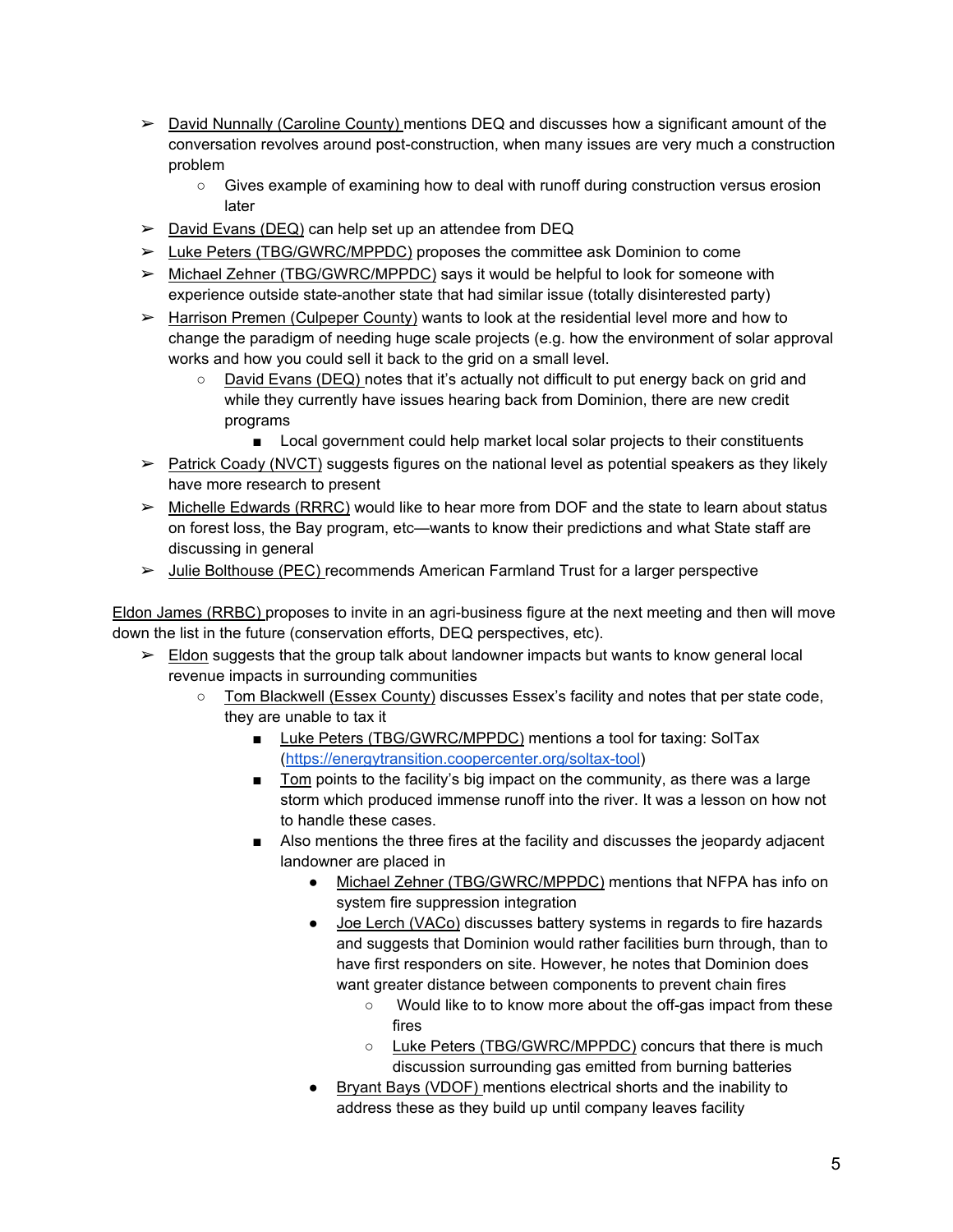- David Nunnally (Caroline County) mentions DEQ and discusses how a significant amount of the conversation revolves around post-construction, when many issues are very much a construction problem
  - Gives example of examining how to deal with runoff during construction versus erosion later
- David Evans (DEQ) can help set up an attendee from DEQ
- Luke Peters (TBG/GWRC/MPPDC) proposes the committee ask Dominion to come
- Michael Zehner (TBG/GWRC/MPPDC) says it would be helpful to look for someone with experience outside state-another state that had similar issue (totally disinterested party)
- Harrison Premen (Culpeper County) wants to look at the residential level more and how to change the paradigm of needing huge scale projects (e.g. how the environment of solar approval works and how you could sell it back to the grid on a small level.
  - David Evans (DEQ) notes that it's actually not difficult to put energy back on grid and while they currently have issues hearing back from Dominion, there are new credit programs
    - Local government could help market local solar projects to their constituents
- Patrick Coady (NVCT) suggests figures on the national level as potential speakers as they likely have more research to present
- Michelle Edwards (RRRC) would like to hear more from DOF and the state to learn about status on forest loss, the Bay program, etc—wants to know their predictions and what State staff are discussing in general
- Julie Bolthouse (PEC) recommends American Farmland Trust for a larger perspective

Eldon James (RRBC) proposes to invite in an agri-business figure at the next meeting and then will move down the list in the future (conservation efforts, DEQ perspectives, etc).

- Eldon suggests that the group talk about landowner impacts but wants to know general local revenue impacts in surrounding communities
  - Tom Blackwell (Essex County) discusses Essex's facility and notes that per state code, they are unable to tax it
    - Luke Peters (TBG/GWRC/MPPDC) mentions a tool for taxing: SolTax (https://energytransition.coopercenter.org/soltax-tool)
    - Tom points to the facility's big impact on the community, as there was a large storm which produced immense runoff into the river. It was a lesson on how not to handle these cases.
    - Also mentions the three fires at the facility and discusses the jeopardy adjacent landowner are placed in
      - Michael Zehner (TBG/GWRC/MPPDC) mentions that NFPA has info on system fire suppression integration
      - Joe Lerch (VACo) discusses battery systems in regards to fire hazards and suggests that Dominion would rather facilities burn through, than to have first responders on site. However, he notes that Dominion does want greater distance between components to prevent chain fires
        - Would like to to know more about the off-gas impact from these fires
        - Luke Peters (TBG/GWRC/MPPDC) concurs that there is much discussion surrounding gas emitted from burning batteries
      - Bryant Bays (VDOF) mentions electrical shorts and the inability to address these as they build up until company leaves facility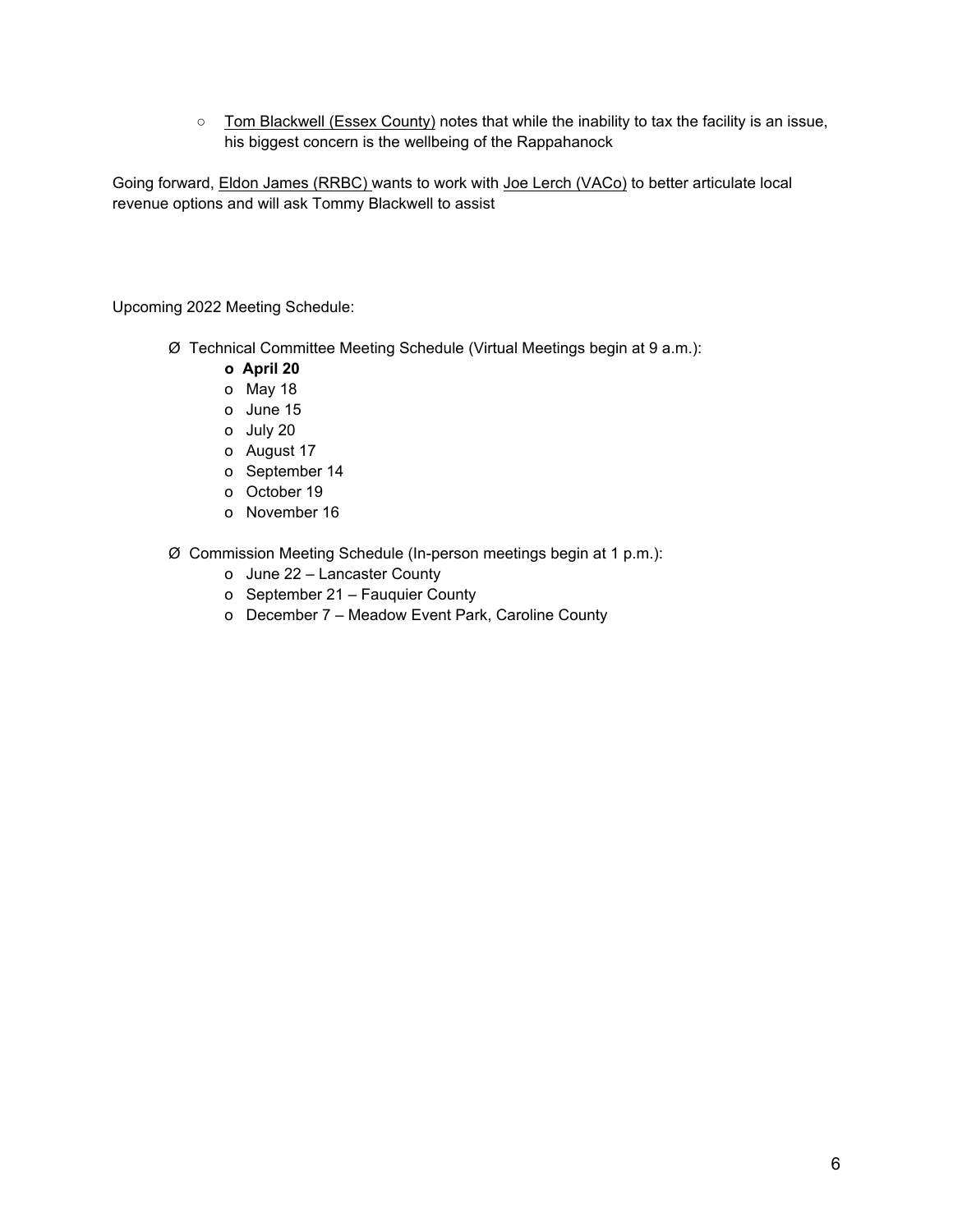- Tom Blackwell (Essex County) notes that while the inability to tax the facility is an issue, his biggest concern is the wellbeing of the Rappahanock

Going forward, Eldon James (RRBC) wants to work with Joe Lerch (VACo) to better articulate local revenue options and will ask Tommy Blackwell to assist

Upcoming 2022 Meeting Schedule:

- Technical Committee Meeting Schedule (Virtual Meetings begin at 9 a.m.):
  - **April 20**
  - May 18
  - June 15
  - July 20
  - August 17
  - September 14
  - October 19
  - November 16
- Commission Meeting Schedule (In-person meetings begin at 1 p.m.):
  - June 22 – Lancaster County
  - September 21 – Fauquier County
  - December 7 – Meadow Event Park, Caroline County